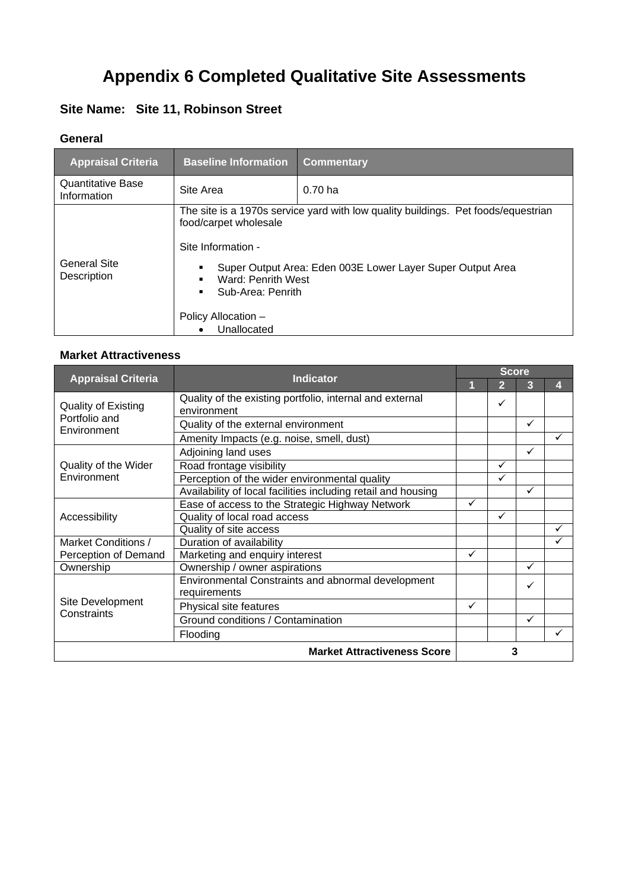# Appendix 6 Completed Qualitative Site Assessments

## Site Name: Site 11, Robinson Street

### General

| Appraisal Criteria | Baseline Information | Commentary |
|---|---|---|
| Quantitative Base Information | Site Area | 0.70 ha |
| General Site Description | The site is a 1970s service yard with low quality buildings. Pet foods/equestrian food/carpet wholesale<br><br>Site Information -<br>▪ Super Output Area: Eden 003E Lower Layer Super Output Area<br>▪ Ward: Penrith West<br>▪ Sub-Area: Penrith<br><br>Policy Allocation –<br>• Unallocated | |

### Market Attractiveness

| Appraisal Criteria | Indicator | Score | | | |
|---|---|---|---|---|---|
| | | 1 | 2 | 3 | 4 |
| Quality of Existing Portfolio and Environment | Quality of the existing portfolio, internal and external environment | | ✓ | | |
| | Quality of the external environment | | | ✓ | |
| | Amenity Impacts (e.g. noise, smell, dust) | | | | ✓ |
| Quality of the Wider Environment | Adjoining land uses | | | ✓ | |
| | Road frontage visibility | | ✓ | | |
| | Perception of the wider environmental quality | | ✓ | | |
| | Availability of local facilities including retail and housing | | | ✓ | |
| Accessibility | Ease of access to the Strategic Highway Network | ✓ | | | |
| | Quality of local road access | | ✓ | | |
| | Quality of site access | | | | ✓ |
| Market Conditions / Perception of Demand | Duration of availability | | | | ✓ |
| | Marketing and enquiry interest | ✓ | | | |
| Ownership | Ownership / owner aspirations | | | ✓ | |
| Site Development Constraints | Environmental Constraints and abnormal development requirements | | | ✓ | |
| | Physical site features | ✓ | | | |
| | Ground conditions / Contamination | | | ✓ | |
| | Flooding | | | | ✓ |
| **Market Attractiveness Score** | | 3 | | | |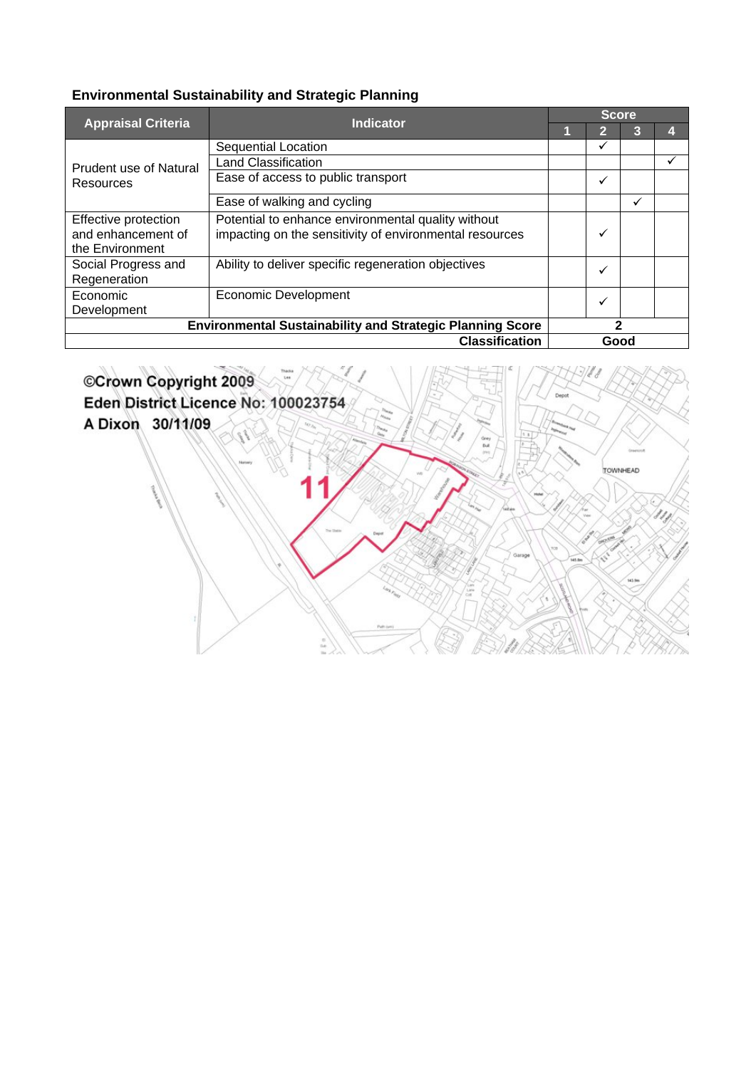## Environmental Sustainability and Strategic Planning

| Appraisal Criteria | Indicator | Score | | | |
|---|---|---|---|---|---|
| | | 1 | 2 | 3 | 4 |
| Prudent use of Natural Resources | Sequential Location | | ✓ | | |
| | Land Classification | | | | ✓ |
| | Ease of access to public transport | | ✓ | | |
| | Ease of walking and cycling | | | ✓ | |
| Effective protection and enhancement of the Environment | Potential to enhance environmental quality without impacting on the sensitivity of environmental resources | | ✓ | | |
| Social Progress and Regeneration | Ability to deliver specific regeneration objectives | | ✓ | | |
| Economic Development | Economic Development | | ✓ | | |
| **Environmental Sustainability and Strategic Planning Score** | | **2** | | | |
| **Classification** | | **Good** | | | |

©Crown Copyright 2009
Eden District Licence No: 100023754
A Dixon 30/11/09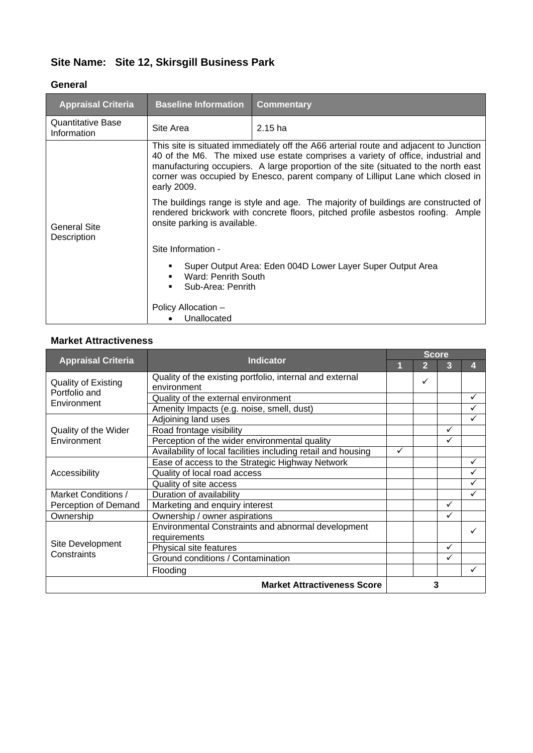## Site Name: Site 12, Skirsgill Business Park

### General

| Appraisal Criteria | Baseline Information | Commentary |
|---|---|---|
| Quantitative Base Information | Site Area | 2.15 ha |
| General Site Description | This site is situated immediately off the A66 arterial route and adjacent to Junction 40 of the M6. The mixed use estate comprises a variety of office, industrial and manufacturing occupiers. A large proportion of the site (situated to the north east corner was occupied by Enesco, parent company of Lilliput Lane which closed in early 2009.<br><br>The buildings range is style and age. The majority of buildings are constructed of rendered brickwork with concrete floors, pitched profile asbestos roofing. Ample onsite parking is available.<br><br>Site Information -<br>▪ Super Output Area: Eden 004D Lower Layer Super Output Area<br>▪ Ward: Penrith South<br>▪ Sub-Area: Penrith<br><br>Policy Allocation –<br>• Unallocated | |

### Market Attractiveness

| Appraisal Criteria | Indicator | Score | | | |
|---|---|---|---|---|---|
| | | 1 | 2 | 3 | 4 |
| Quality of Existing Portfolio and Environment | Quality of the existing portfolio, internal and external environment | | ✓ | | |
| | Quality of the external environment | | | | ✓ |
| | Amenity Impacts (e.g. noise, smell, dust) | | | | ✓ |
| Quality of the Wider Environment | Adjoining land uses | | | | ✓ |
| | Road frontage visibility | | | ✓ | |
| | Perception of the wider environmental quality | | | ✓ | |
| | Availability of local facilities including retail and housing | ✓ | | | |
| Accessibility | Ease of access to the Strategic Highway Network | | | | ✓ |
| | Quality of local road access | | | | ✓ |
| | Quality of site access | | | | ✓ |
| Market Conditions / Perception of Demand | Duration of availability | | | | ✓ |
| | Marketing and enquiry interest | | | ✓ | |
| Ownership | Ownership / owner aspirations | | | ✓ | |
| Site Development Constraints | Environmental Constraints and abnormal development requirements | | | | ✓ |
| | Physical site features | | | ✓ | |
| | Ground conditions / Contamination | | | ✓ | |
| | Flooding | | | | ✓ |
| **Market Attractiveness Score** | | **3** | | | |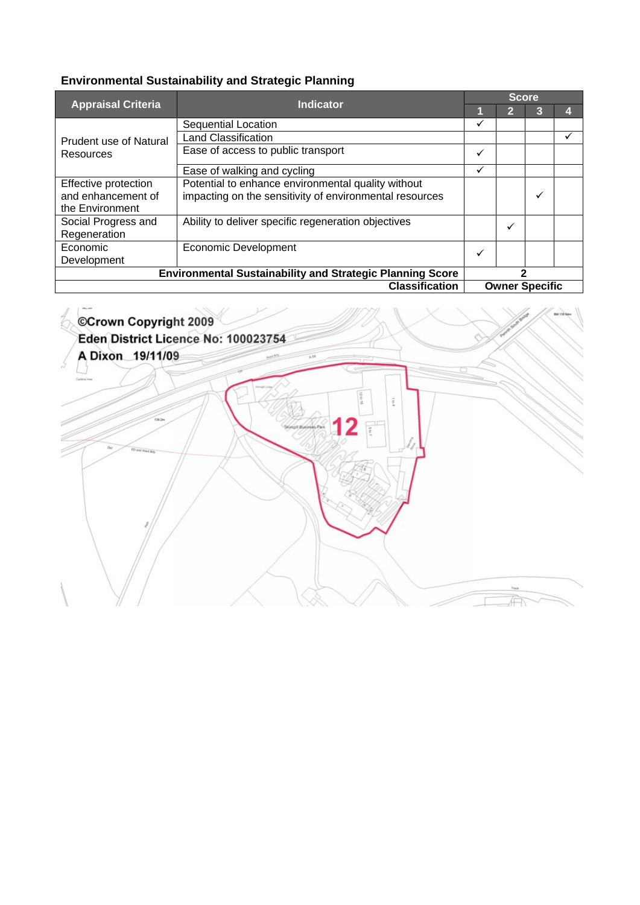## Environmental Sustainability and Strategic Planning

| Appraisal Criteria | Indicator | Score | | | |
|---|---|---|---|---|---|
| | | 1 | 2 | 3 | 4 |
| Prudent use of Natural Resources | Sequential Location | ✓ | | | |
| | Land Classification | | | | ✓ |
| | Ease of access to public transport | ✓ | | | |
| | Ease of walking and cycling | ✓ | | | |
| Effective protection and enhancement of the Environment | Potential to enhance environmental quality without impacting on the sensitivity of environmental resources | | | ✓ | |
| Social Progress and Regeneration | Ability to deliver specific regeneration objectives | | ✓ | | |
| Economic Development | Economic Development | ✓ | | | |
| **Environmental Sustainability and Strategic Planning Score** | | **2** | | | |
| **Classification** | | **Owner Specific** | | | |

©Crown Copyright 2009
Eden District Licence No: 100023754
A Dixon 19/11/09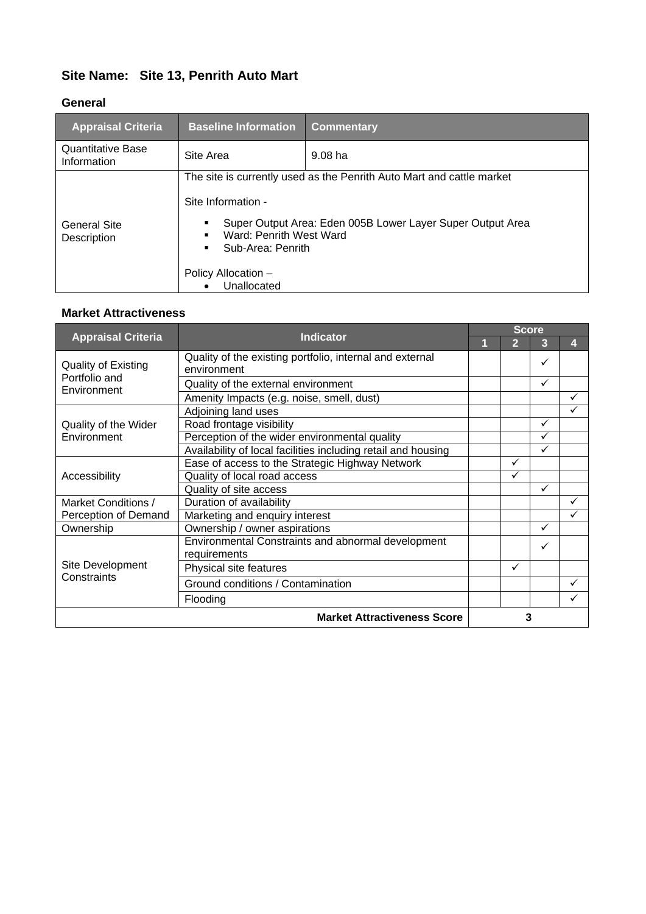## Site Name: Site 13, Penrith Auto Mart

### General

| Appraisal Criteria | Baseline Information | Commentary |
|---|---|---|
| Quantitative Base Information | Site Area | 9.08 ha |
| General Site Description | The site is currently used as the Penrith Auto Mart and cattle market<br><br>Site Information -<br><br>▪ Super Output Area: Eden 005B Lower Layer Super Output Area<br>▪ Ward: Penrith West Ward<br>▪ Sub-Area: Penrith<br><br>Policy Allocation –<br>• Unallocated | |

### Market Attractiveness

| Appraisal Criteria | Indicator | Score | | | |
|---|---|---|---|---|---|
| | | 1 | 2 | 3 | 4 |
| Quality of Existing Portfolio and Environment | Quality of the existing portfolio, internal and external environment | | | ✓ | |
| | Quality of the external environment | | | ✓ | |
| | Amenity Impacts (e.g. noise, smell, dust) | | | | ✓ |
| Quality of the Wider Environment | Adjoining land uses | | | | ✓ |
| | Road frontage visibility | | | ✓ | |
| | Perception of the wider environmental quality | | | ✓ | |
| | Availability of local facilities including retail and housing | | | ✓ | |
| Accessibility | Ease of access to the Strategic Highway Network | | ✓ | | |
| | Quality of local road access | | ✓ | | |
| | Quality of site access | | | ✓ | |
| Market Conditions / Perception of Demand | Duration of availability | | | | ✓ |
| | Marketing and enquiry interest | | | | ✓ |
| Ownership | Ownership / owner aspirations | | | ✓ | |
| Site Development Constraints | Environmental Constraints and abnormal development requirements | | | ✓ | |
| | Physical site features | | ✓ | | |
| | Ground conditions / Contamination | | | | ✓ |
| | Flooding | | | | ✓ |
| | **Market Attractiveness Score** | **3** | | | |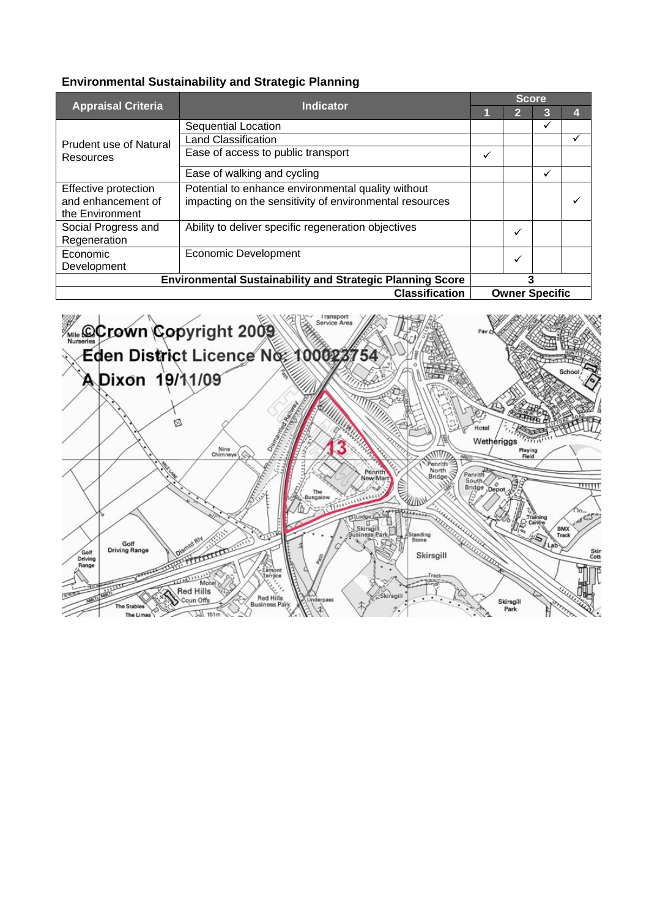## Environmental Sustainability and Strategic Planning

| Appraisal Criteria | Indicator | Score | | | |
|---|---|---|---|---|---|
| | | 1 | 2 | 3 | 4 |
| Prudent use of Natural Resources | Sequential Location | | | ✓ | |
| | Land Classification | | | | ✓ |
| | Ease of access to public transport | ✓ | | | |
| | Ease of walking and cycling | | | ✓ | |
| Effective protection and enhancement of the Environment | Potential to enhance environmental quality without impacting on the sensitivity of environmental resources | | | | ✓ |
| Social Progress and Regeneration | Ability to deliver specific regeneration objectives | | ✓ | | |
| Economic Development | Economic Development | | ✓ | | |
| **Environmental Sustainability and Strategic Planning Score** | | **3** | | | |
| **Classification** | | **Owner Specific** | | | |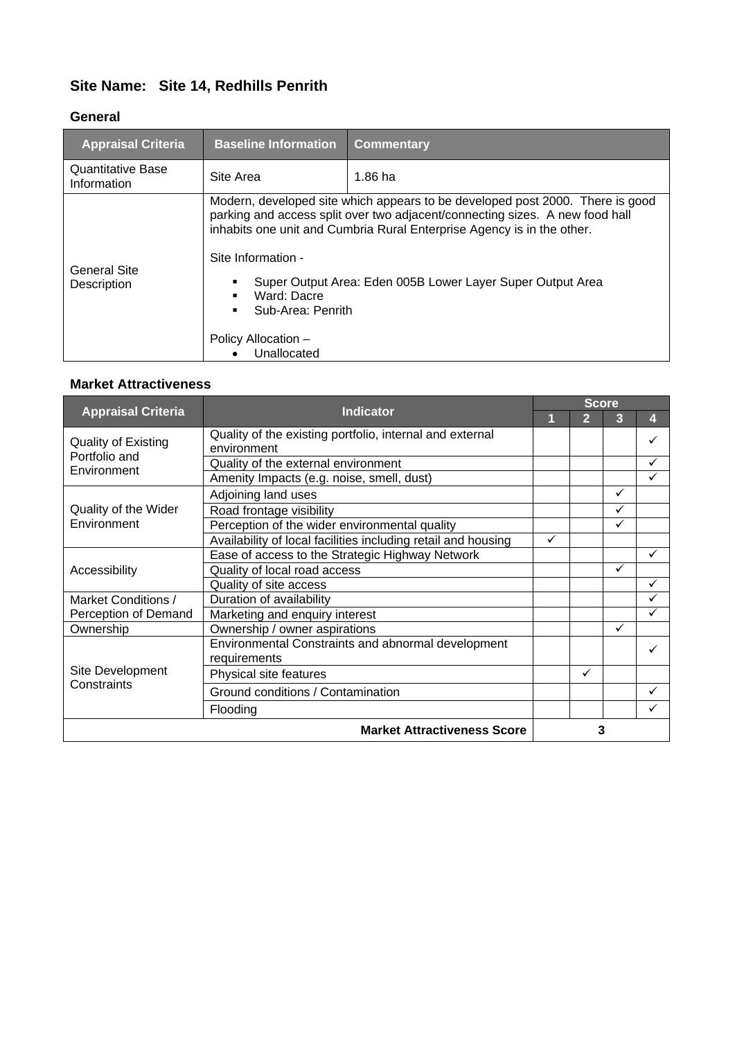## Site Name: Site 14, Redhills Penrith

### General

| Appraisal Criteria | Baseline Information | Commentary |
|---|---|---|
| Quantitative Base Information | Site Area | 1.86 ha |
| General Site Description | Modern, developed site which appears to be developed post 2000. There is good parking and access split over two adjacent/connecting sizes. A new food hall inhabits one unit and Cumbria Rural Enterprise Agency is in the other.<br><br>Site Information -<br>▪ Super Output Area: Eden 005B Lower Layer Super Output Area<br>▪ Ward: Dacre<br>▪ Sub-Area: Penrith<br><br>Policy Allocation –<br>• Unallocated | |

### Market Attractiveness

| Appraisal Criteria | Indicator | Score | | | |
|---|---|---|---|---|---|
| | | 1 | 2 | 3 | 4 |
| Quality of Existing Portfolio and Environment | Quality of the existing portfolio, internal and external environment | | | | ✓ |
| | Quality of the external environment | | | | ✓ |
| | Amenity Impacts (e.g. noise, smell, dust) | | | | ✓ |
| Quality of the Wider Environment | Adjoining land uses | | | ✓ | |
| | Road frontage visibility | | | ✓ | |
| | Perception of the wider environmental quality | | | ✓ | |
| | Availability of local facilities including retail and housing | ✓ | | | |
| Accessibility | Ease of access to the Strategic Highway Network | | | | ✓ |
| | Quality of local road access | | | ✓ | |
| | Quality of site access | | | | ✓ |
| Market Conditions / Perception of Demand | Duration of availability | | | | ✓ |
| | Marketing and enquiry interest | | | | ✓ |
| Ownership | Ownership / owner aspirations | | | ✓ | |
| Site Development Constraints | Environmental Constraints and abnormal development requirements | | | | ✓ |
| | Physical site features | | ✓ | | |
| | Ground conditions / Contamination | | | | ✓ |
| | Flooding | | | | ✓ |
| **Market Attractiveness Score** | | 3 | | | |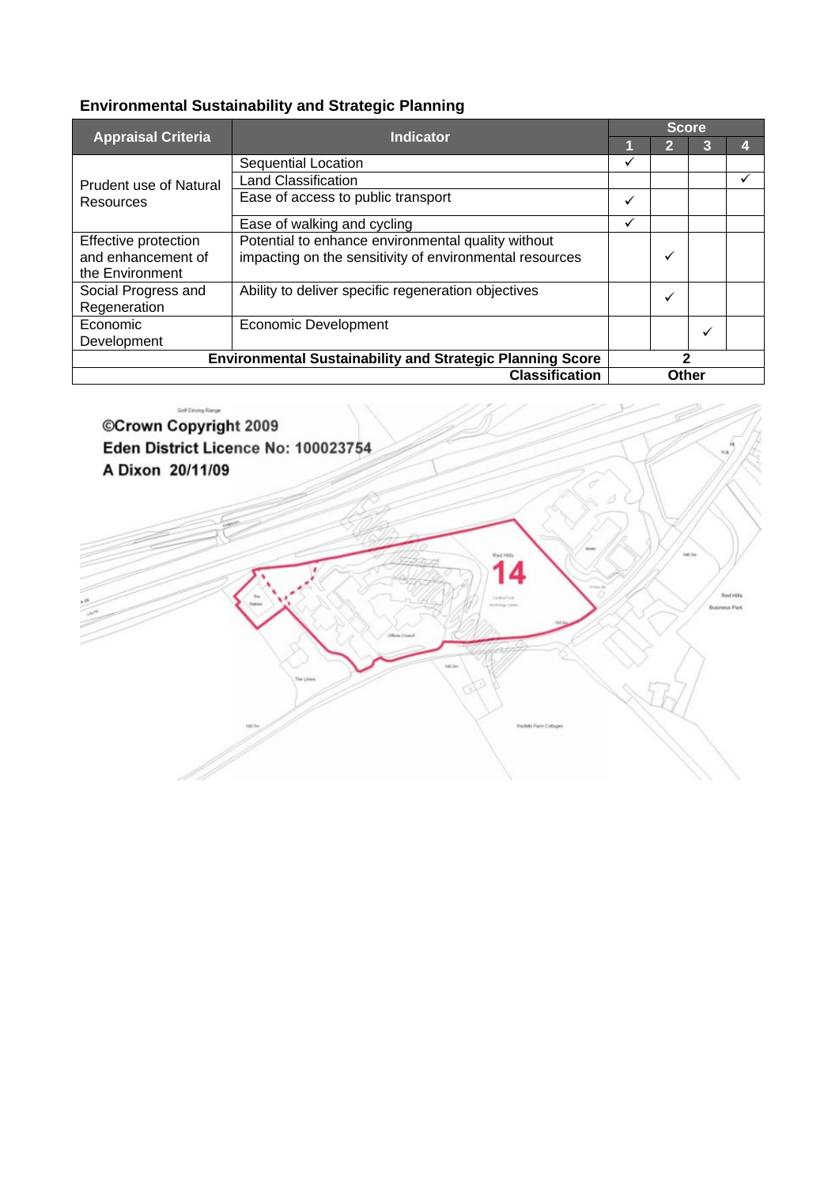## Environmental Sustainability and Strategic Planning

| Appraisal Criteria | Indicator | Score | | | |
|---|---|---|---|---|---|
| | | 1 | 2 | 3 | 4 |
| Prudent use of Natural Resources | Sequential Location | ✓ | | | |
| | Land Classification | | | | ✓ |
| | Ease of access to public transport | ✓ | | | |
| | Ease of walking and cycling | ✓ | | | |
| Effective protection and enhancement of the Environment | Potential to enhance environmental quality without impacting on the sensitivity of environmental resources | | ✓ | | |
| Social Progress and Regeneration | Ability to deliver specific regeneration objectives | | ✓ | | |
| Economic Development | Economic Development | | | ✓ | |
| **Environmental Sustainability and Strategic Planning Score** | | **2** | | | |
| **Classification** | | **Other** | | | |

©Crown Copyright 2009
Eden District Licence No: 100023754
A Dixon 20/11/09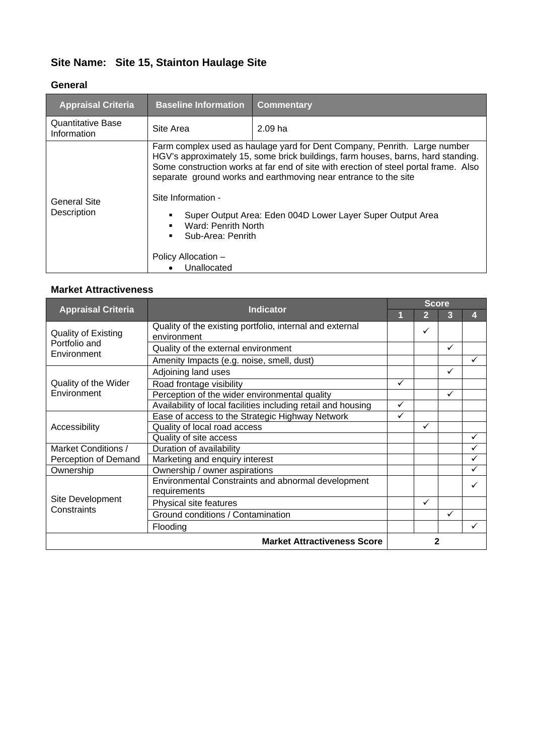## Site Name: Site 15, Stainton Haulage Site

### General

| Appraisal Criteria | Baseline Information | Commentary |
|---|---|---|
| Quantitative Base Information | Site Area | 2.09 ha |
| General Site Description | Farm complex used as haulage yard for Dent Company, Penrith. Large number HGV's approximately 15, some brick buildings, farm houses, barns, hard standing. Some construction works at far end of site with erection of steel portal frame. Also separate ground works and earthmoving near entrance to the site<br><br>Site Information -<br>▪ Super Output Area: Eden 004D Lower Layer Super Output Area<br>▪ Ward: Penrith North<br>▪ Sub-Area: Penrith<br><br>Policy Allocation –<br>• Unallocated | |

### Market Attractiveness

| Appraisal Criteria | Indicator | Score | | | |
|---|---|---|---|---|---|
| | | 1 | 2 | 3 | 4 |
| Quality of Existing Portfolio and Environment | Quality of the existing portfolio, internal and external environment | | ✓ | | |
| | Quality of the external environment | | | ✓ | |
| | Amenity Impacts (e.g. noise, smell, dust) | | | | ✓ |
| Quality of the Wider Environment | Adjoining land uses | | | ✓ | |
| | Road frontage visibility | ✓ | | | |
| | Perception of the wider environmental quality | | | ✓ | |
| | Availability of local facilities including retail and housing | ✓ | | | |
| Accessibility | Ease of access to the Strategic Highway Network | ✓ | | | |
| | Quality of local road access | | ✓ | | |
| | Quality of site access | | | | ✓ |
| Market Conditions / Perception of Demand | Duration of availability | | | | ✓ |
| | Marketing and enquiry interest | | | | ✓ |
| Ownership | Ownership / owner aspirations | | | | ✓ |
| Site Development Constraints | Environmental Constraints and abnormal development requirements | | | | ✓ |
| | Physical site features | | ✓ | | |
| | Ground conditions / Contamination | | | ✓ | |
| | Flooding | | | | ✓ |
| **Market Attractiveness Score** | | **2** | | | |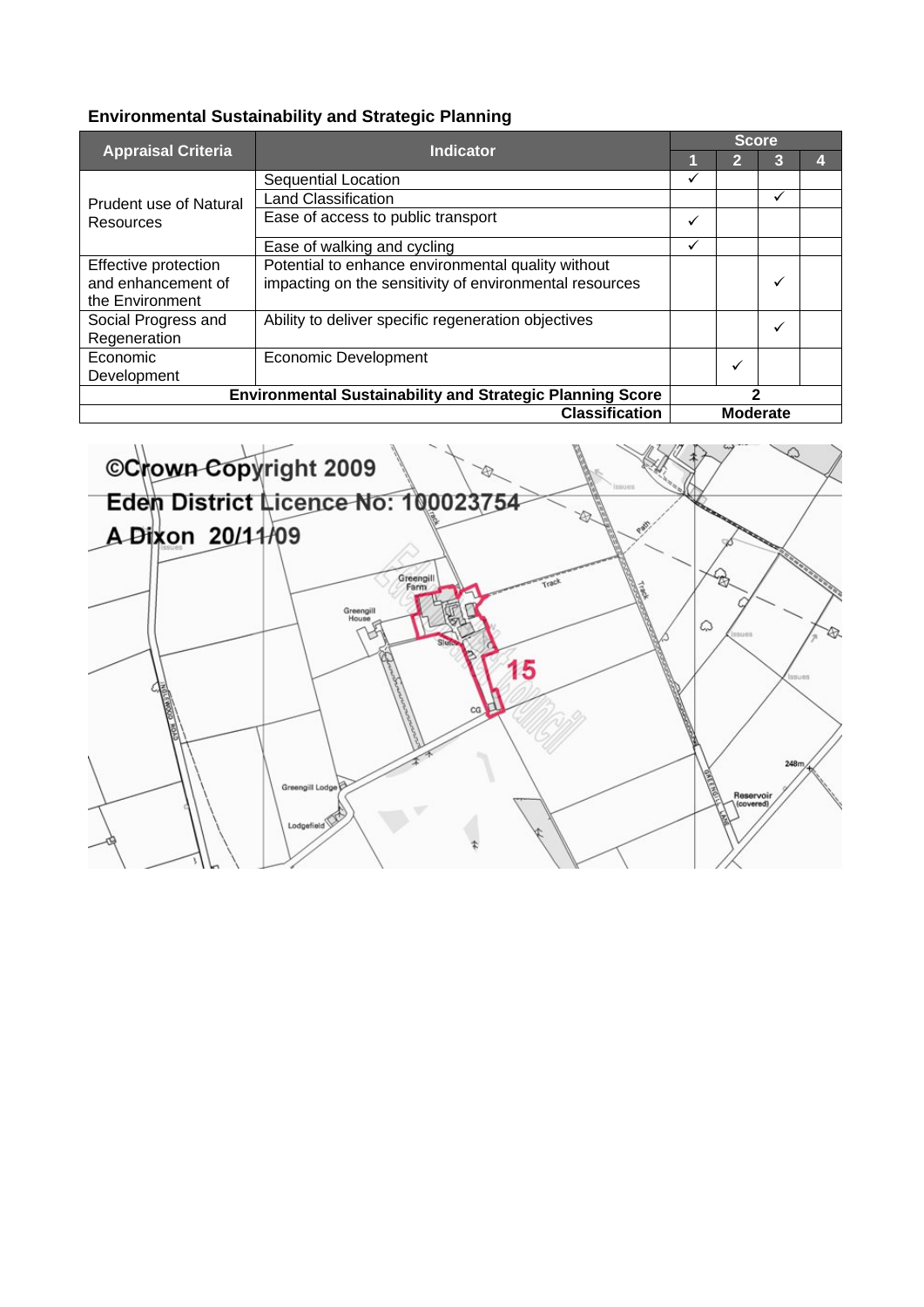### Environmental Sustainability and Strategic Planning

| Appraisal Criteria | Indicator | Score | | | |
|---|---|---|---|---|---|
| | | 1 | 2 | 3 | 4 |
| Prudent use of Natural Resources | Sequential Location | ✓ | | | |
| | Land Classification | | | ✓ | |
| | Ease of access to public transport | ✓ | | | |
| | Ease of walking and cycling | ✓ | | | |
| Effective protection and enhancement of the Environment | Potential to enhance environmental quality without impacting on the sensitivity of environmental resources | | | ✓ | |
| Social Progress and Regeneration | Ability to deliver specific regeneration objectives | | | ✓ | |
| Economic Development | Economic Development | | ✓ | | |
| **Environmental Sustainability and Strategic Planning Score** | | **2** | | | |
| **Classification** | | **Moderate** | | | |

©Crown Copyright 2009
Eden District Licence No: 100023754
A Dixon 20/11/09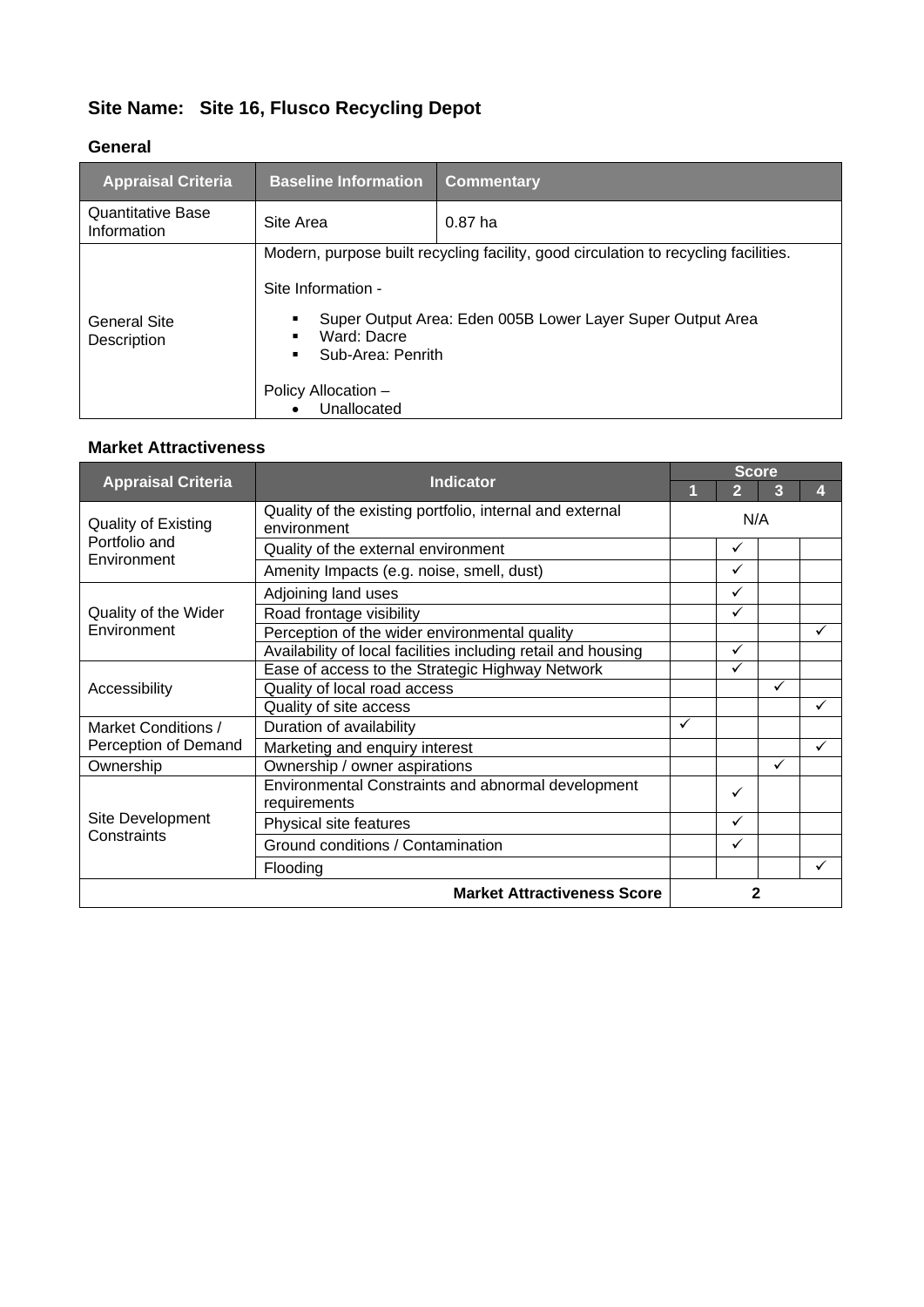## Site Name: Site 16, Flusco Recycling Depot

### General

| Appraisal Criteria | Baseline Information | Commentary |
|---|---|---|
| Quantitative Base Information | Site Area | 0.87 ha |
| General Site Description | Modern, purpose built recycling facility, good circulation to recycling facilities.<br><br>Site Information -<br>▪ Super Output Area: Eden 005B Lower Layer Super Output Area<br>▪ Ward: Dacre<br>▪ Sub-Area: Penrith<br><br>Policy Allocation –<br>• Unallocated | |

### Market Attractiveness

| Appraisal Criteria | Indicator | Score | | | |
|---|---|---|---|---|---|
| | | 1 | 2 | 3 | 4 |
| Quality of Existing Portfolio and Environment | Quality of the existing portfolio, internal and external environment | N/A | | | |
| | Quality of the external environment | | ✓ | | |
| | Amenity Impacts (e.g. noise, smell, dust) | | ✓ | | |
| Quality of the Wider Environment | Adjoining land uses | | ✓ | | |
| | Road frontage visibility | | ✓ | | |
| | Perception of the wider environmental quality | | | | ✓ |
| | Availability of local facilities including retail and housing | | ✓ | | |
| Accessibility | Ease of access to the Strategic Highway Network | | ✓ | | |
| | Quality of local road access | | | ✓ | |
| | Quality of site access | | | | ✓ |
| Market Conditions / Perception of Demand | Duration of availability | ✓ | | | |
| | Marketing and enquiry interest | | | | ✓ |
| Ownership | Ownership / owner aspirations | | | ✓ | |
| Site Development Constraints | Environmental Constraints and abnormal development requirements | | ✓ | | |
| | Physical site features | | ✓ | | |
| | Ground conditions / Contamination | | ✓ | | |
| | Flooding | | | | ✓ |
| **Market Attractiveness Score** | | **2** | | | |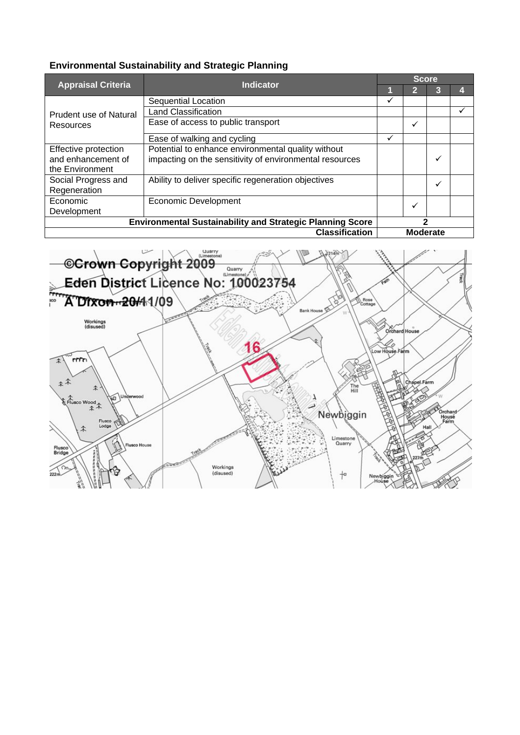### Environmental Sustainability and Strategic Planning

| Appraisal Criteria | Indicator | Score | | | |
|---|---|---|---|---|---|
| | | 1 | 2 | 3 | 4 |
| Prudent use of Natural Resources | Sequential Location | ✓ | | | |
| | Land Classification | | | | ✓ |
| | Ease of access to public transport | | ✓ | | |
| | Ease of walking and cycling | ✓ | | | |
| Effective protection and enhancement of the Environment | Potential to enhance environmental quality without impacting on the sensitivity of environmental resources | | | ✓ | |
| Social Progress and Regeneration | Ability to deliver specific regeneration objectives | | | ✓ | |
| Economic Development | Economic Development | | ✓ | | |
| **Environmental Sustainability and Strategic Planning Score** | | **2** | | | |
| **Classification** | | **Moderate** | | | |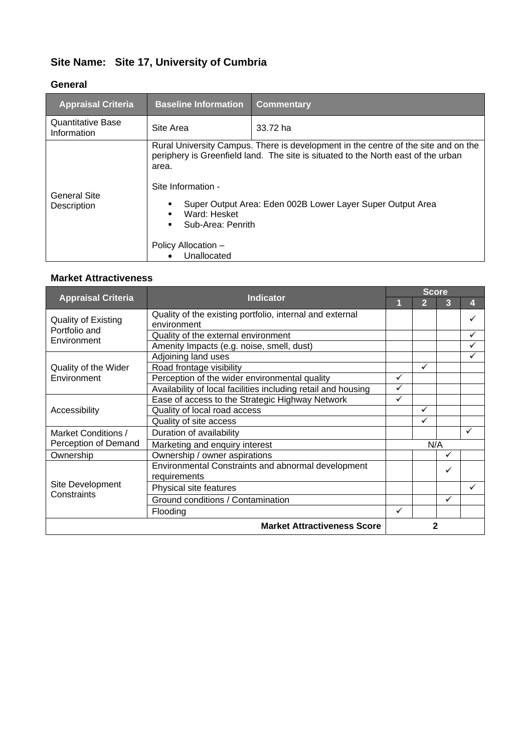## Site Name: Site 17, University of Cumbria

### General

| Appraisal Criteria | Baseline Information | Commentary |
|---|---|---|
| Quantitative Base Information | Site Area | 33.72 ha |
| General Site Description | Rural University Campus. There is development in the centre of the site and on the periphery is Greenfield land. The site is situated to the North east of the urban area.<br><br>Site Information -<br>▪ Super Output Area: Eden 002B Lower Layer Super Output Area<br>▪ Ward: Hesket<br>▪ Sub-Area: Penrith<br><br>Policy Allocation –<br>• Unallocated | |

### Market Attractiveness

| Appraisal Criteria | Indicator | Score | | | |
|---|---|---|---|---|---|
| | | 1 | 2 | 3 | 4 |
| Quality of Existing Portfolio and Environment | Quality of the existing portfolio, internal and external environment | | | | ✓ |
| | Quality of the external environment | | | | ✓ |
| | Amenity Impacts (e.g. noise, smell, dust) | | | | ✓ |
| Quality of the Wider Environment | Adjoining land uses | | | | ✓ |
| | Road frontage visibility | | ✓ | | |
| | Perception of the wider environmental quality | ✓ | | | |
| | Availability of local facilities including retail and housing | ✓ | | | |
| Accessibility | Ease of access to the Strategic Highway Network | ✓ | | | |
| | Quality of local road access | | ✓ | | |
| | Quality of site access | | ✓ | | |
| Market Conditions / Perception of Demand | Duration of availability | | | | ✓ |
| | Marketing and enquiry interest | N/A | | | |
| Ownership | Ownership / owner aspirations | | | ✓ | |
| Site Development Constraints | Environmental Constraints and abnormal development requirements | | | ✓ | |
| | Physical site features | | | | ✓ |
| | Ground conditions / Contamination | | | ✓ | |
| | Flooding | ✓ | | | |
| **Market Attractiveness Score** | | 2 | | | |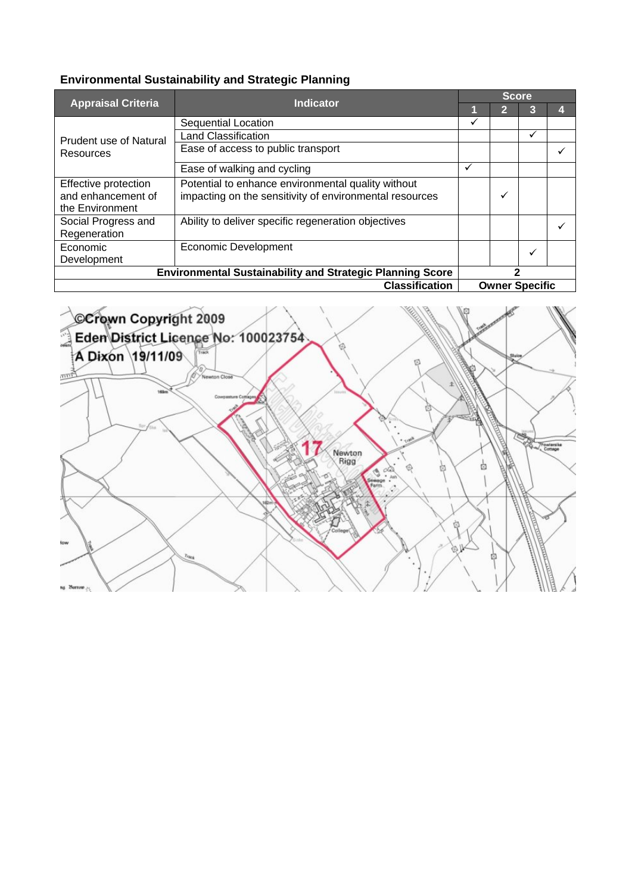### Environmental Sustainability and Strategic Planning

| Appraisal Criteria | Indicator | Score | | | |
|---|---|---|---|---|---|
| | | 1 | 2 | 3 | 4 |
| Prudent use of Natural Resources | Sequential Location | ✓ | | | |
| | Land Classification | | | ✓ | |
| | Ease of access to public transport | | | | ✓ |
| | Ease of walking and cycling | ✓ | | | |
| Effective protection and enhancement of the Environment | Potential to enhance environmental quality without impacting on the sensitivity of environmental resources | | ✓ | | |
| Social Progress and Regeneration | Ability to deliver specific regeneration objectives | | | | ✓ |
| Economic Development | Economic Development | | | ✓ | |
| **Environmental Sustainability and Strategic Planning Score** | | **2** | | | |
| **Classification** | | **Owner Specific** | | | |

©Crown Copyright 2009
Eden District Licence No: 100023754
A Dixon 19/11/09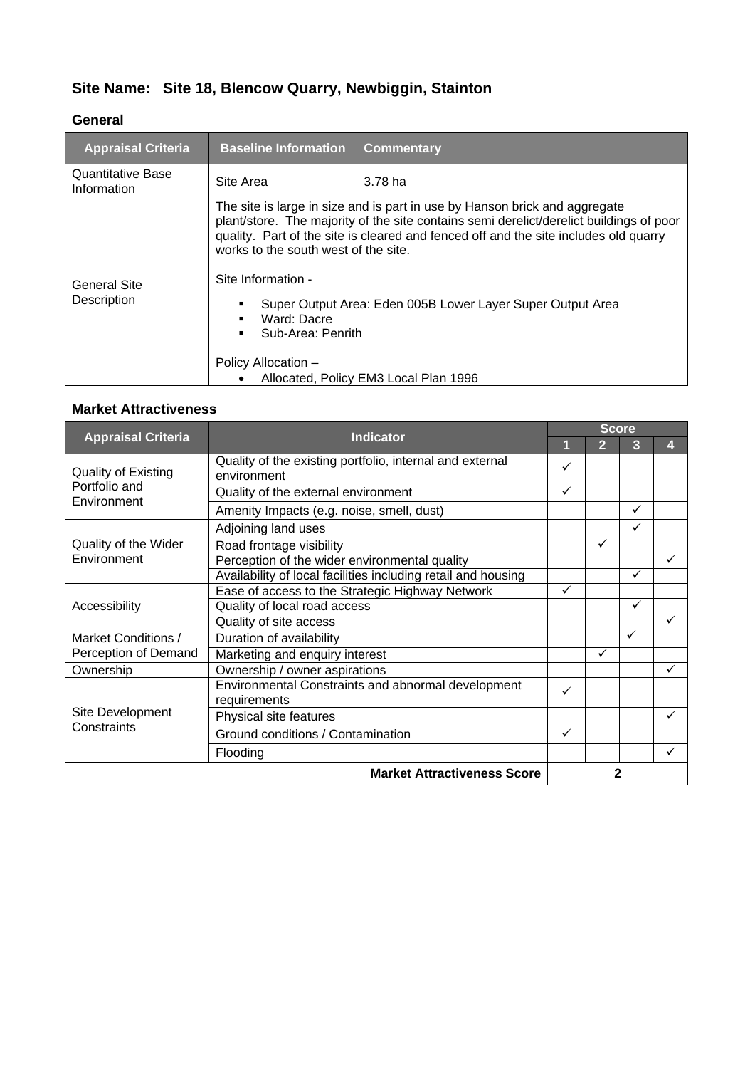## Site Name: Site 18, Blencow Quarry, Newbiggin, Stainton

### General

| Appraisal Criteria | Baseline Information | Commentary |
|---|---|---|
| Quantitative Base Information | Site Area | 3.78 ha |
| General Site Description | The site is large in size and is part in use by Hanson brick and aggregate plant/store. The majority of the site contains semi derelict/derelict buildings of poor quality. Part of the site is cleared and fenced off and the site includes old quarry works to the south west of the site.<br><br>Site Information -<br>▪ Super Output Area: Eden 005B Lower Layer Super Output Area<br>▪ Ward: Dacre<br>▪ Sub-Area: Penrith<br><br>Policy Allocation –<br>• Allocated, Policy EM3 Local Plan 1996 | |

### Market Attractiveness

| Appraisal Criteria | Indicator | Score | | | |
|---|---|---|---|---|---|
| | | 1 | 2 | 3 | 4 |
| Quality of Existing Portfolio and Environment | Quality of the existing portfolio, internal and external environment | ✓ | | | |
| | Quality of the external environment | ✓ | | | |
| | Amenity Impacts (e.g. noise, smell, dust) | | | ✓ | |
| Quality of the Wider Environment | Adjoining land uses | | | ✓ | |
| | Road frontage visibility | | ✓ | | |
| | Perception of the wider environmental quality | | | | ✓ |
| | Availability of local facilities including retail and housing | | | ✓ | |
| Accessibility | Ease of access to the Strategic Highway Network | ✓ | | | |
| | Quality of local road access | | | ✓ | |
| | Quality of site access | | | | ✓ |
| Market Conditions / Perception of Demand | Duration of availability | | | ✓ | |
| | Marketing and enquiry interest | | ✓ | | |
| Ownership | Ownership / owner aspirations | | | | ✓ |
| Site Development Constraints | Environmental Constraints and abnormal development requirements | ✓ | | | |
| | Physical site features | | | | ✓ |
| | Ground conditions / Contamination | ✓ | | | |
| | Flooding | | | | ✓ |
| | **Market Attractiveness Score** | **2** | | | |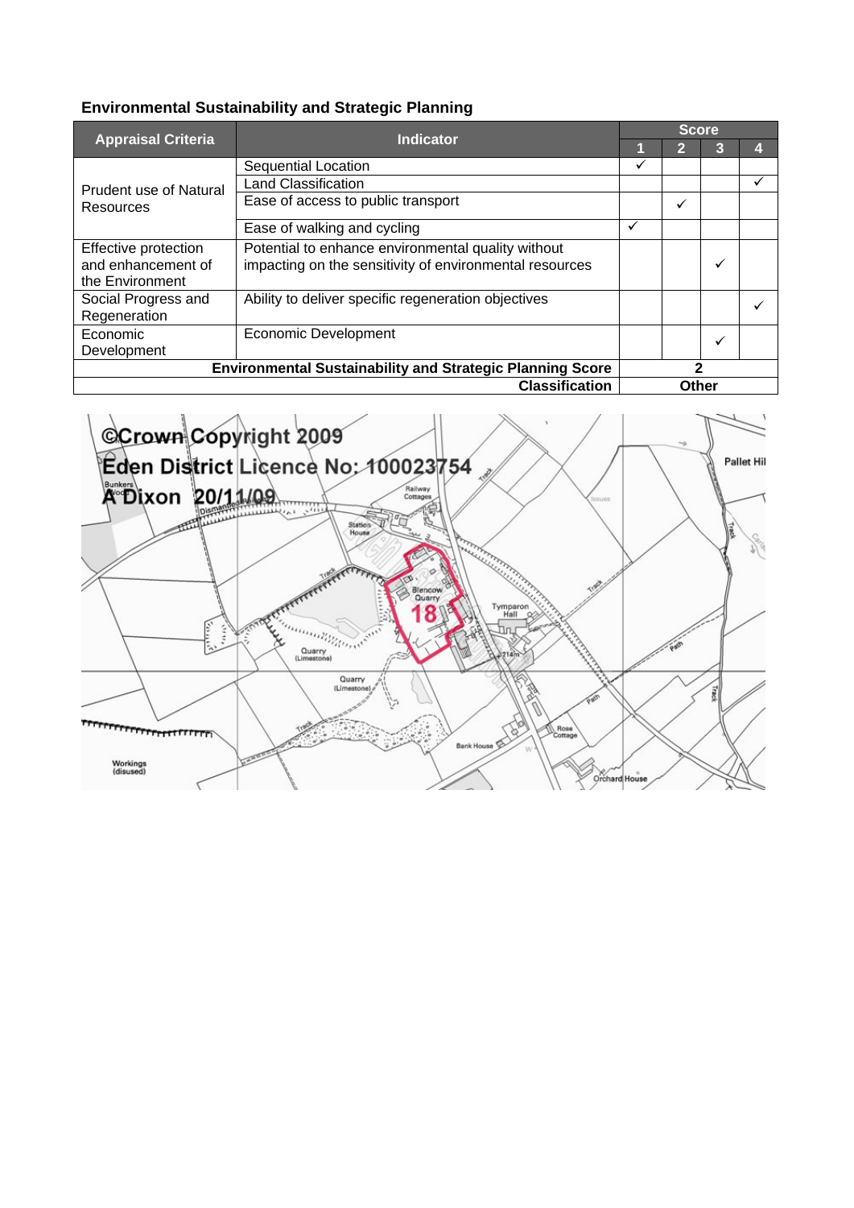## Environmental Sustainability and Strategic Planning

| Appraisal Criteria | Indicator | Score | | | |
|---|---|---|---|---|---|
| | | 1 | 2 | 3 | 4 |
| Prudent use of Natural Resources | Sequential Location | ✓ | | | |
| | Land Classification | | | | ✓ |
| | Ease of access to public transport | | ✓ | | |
| | Ease of walking and cycling | ✓ | | | |
| Effective protection and enhancement of the Environment | Potential to enhance environmental quality without impacting on the sensitivity of environmental resources | | | ✓ | |
| Social Progress and Regeneration | Ability to deliver specific regeneration objectives | | | | ✓ |
| Economic Development | Economic Development | | | ✓ | |
| **Environmental Sustainability and Strategic Planning Score** | | **2** | | | |
| **Classification** | | **Other** | | | |

©Crown Copyright 2009
Eden District Licence No: 100023754
A Dixon 20/11/09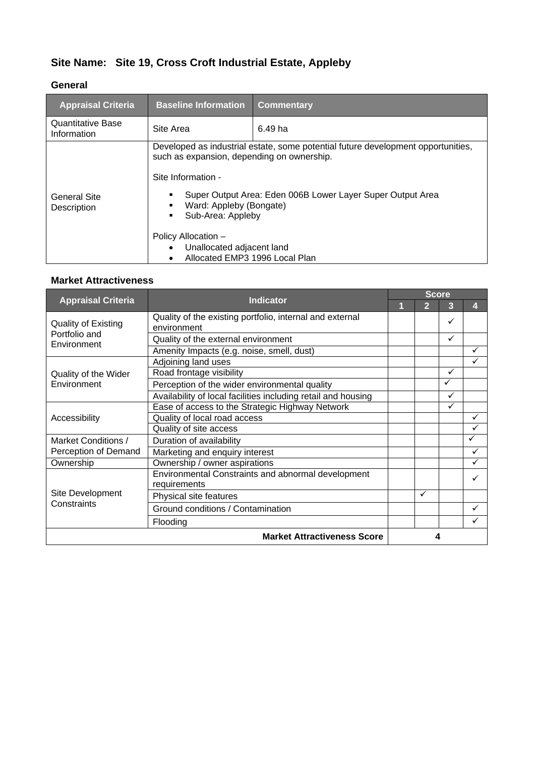## Site Name: Site 19, Cross Croft Industrial Estate, Appleby

### General

| Appraisal Criteria | Baseline Information | Commentary |
|---|---|---|
| Quantitative Base Information | Site Area | 6.49 ha |
| General Site Description | Developed as industrial estate, some potential future development opportunities, such as expansion, depending on ownership.<br><br>Site Information -<br>▪ Super Output Area: Eden 006B Lower Layer Super Output Area<br>▪ Ward: Appleby (Bongate)<br>▪ Sub-Area: Appleby<br><br>Policy Allocation –<br>• Unallocated adjacent land<br>• Allocated EMP3 1996 Local Plan | |

### Market Attractiveness

| Appraisal Criteria | Indicator | Score | | | |
|---|---|---|---|---|---|
| | | 1 | 2 | 3 | 4 |
| Quality of Existing Portfolio and Environment | Quality of the existing portfolio, internal and external environment | | | ✓ | |
| | Quality of the external environment | | | ✓ | |
| | Amenity Impacts (e.g. noise, smell, dust) | | | | ✓ |
| Quality of the Wider Environment | Adjoining land uses | | | | ✓ |
| | Road frontage visibility | | | ✓ | |
| | Perception of the wider environmental quality | | | ✓ | |
| | Availability of local facilities including retail and housing | | | ✓ | |
| Accessibility | Ease of access to the Strategic Highway Network | | | ✓ | |
| | Quality of local road access | | | | ✓ |
| | Quality of site access | | | | ✓ |
| Market Conditions / Perception of Demand | Duration of availability | | | | ✓ |
| | Marketing and enquiry interest | | | | ✓ |
| Ownership | Ownership / owner aspirations | | | | ✓ |
| Site Development Constraints | Environmental Constraints and abnormal development requirements | | | | ✓ |
| | Physical site features | | ✓ | | |
| | Ground conditions / Contamination | | | | ✓ |
| | Flooding | | | | ✓ |
| **Market Attractiveness Score** | | **4** | | | |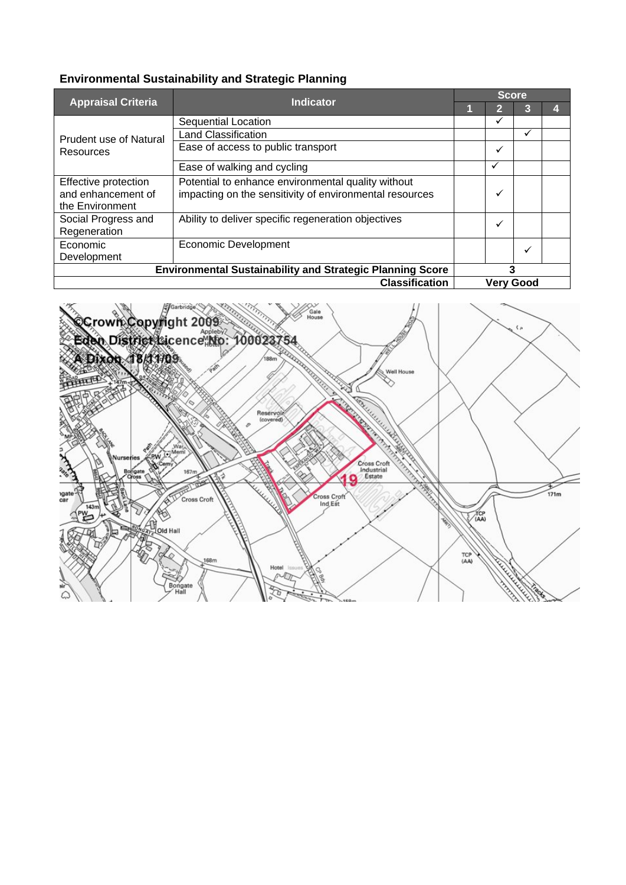## Environmental Sustainability and Strategic Planning

| Appraisal Criteria | Indicator | Score | | | |
|---|---|---|---|---|---|
| | | 1 | 2 | 3 | 4 |
| Prudent use of Natural Resources | Sequential Location | | ✓ | | |
| | Land Classification | | | ✓ | |
| | Ease of access to public transport | | ✓ | | |
| | Ease of walking and cycling | | ✓ | | |
| Effective protection and enhancement of the Environment | Potential to enhance environmental quality without impacting on the sensitivity of environmental resources | | ✓ | | |
| Social Progress and Regeneration | Ability to deliver specific regeneration objectives | | ✓ | | |
| Economic Development | Economic Development | | | ✓ | |
| **Environmental Sustainability and Strategic Planning Score** | | **3** | | | |
| **Classification** | | **Very Good** | | | |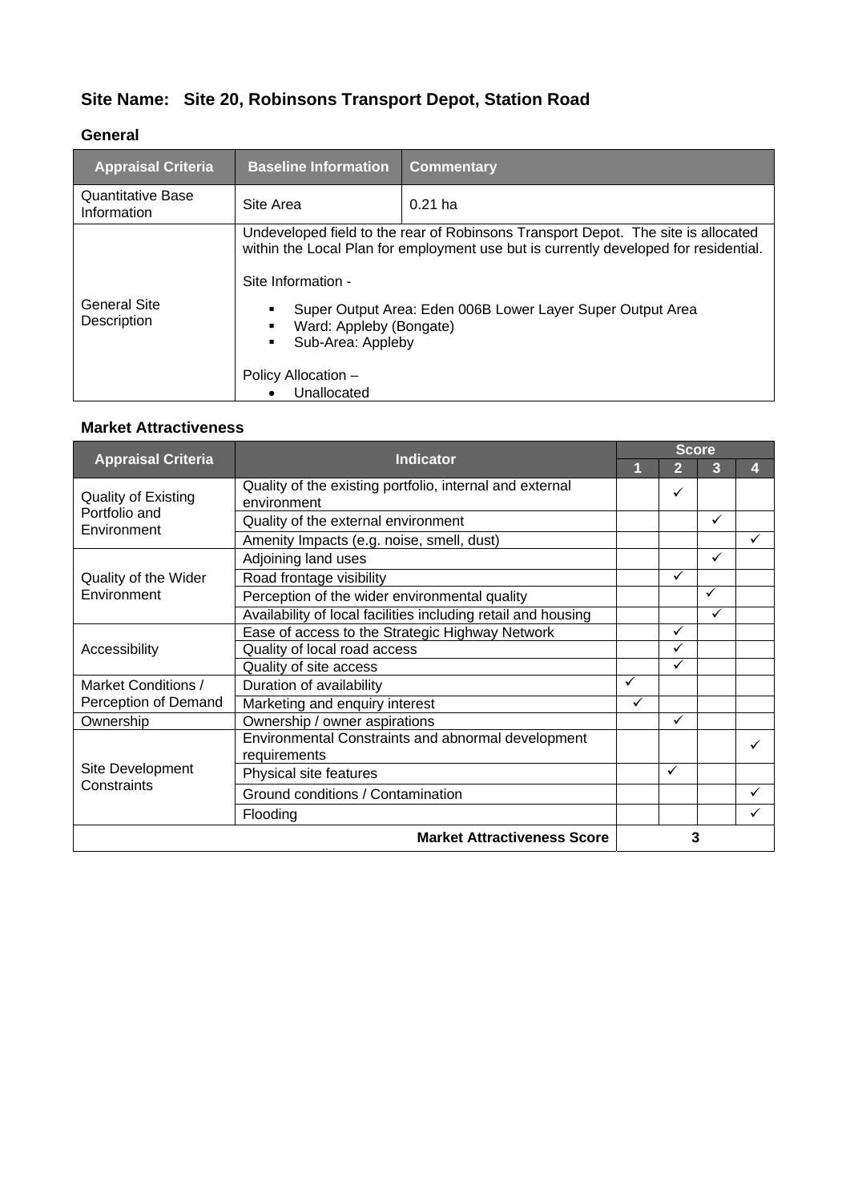## Site Name: Site 20, Robinsons Transport Depot, Station Road

### General

| Appraisal Criteria | Baseline Information | Commentary |
|---|---|---|
| Quantitative Base Information | Site Area | 0.21 ha |
| General Site Description | Undeveloped field to the rear of Robinsons Transport Depot. The site is allocated within the Local Plan for employment use but is currently developed for residential.<br><br>Site Information -<br>▪ Super Output Area: Eden 006B Lower Layer Super Output Area<br>▪ Ward: Appleby (Bongate)<br>▪ Sub-Area: Appleby<br><br>Policy Allocation –<br>• Unallocated | |

### Market Attractiveness

| Appraisal Criteria | Indicator | Score | | | |
|---|---|---|---|---|---|
| | | 1 | 2 | 3 | 4 |
| Quality of Existing Portfolio and Environment | Quality of the existing portfolio, internal and external environment | | ✓ | | |
| | Quality of the external environment | | | ✓ | |
| | Amenity Impacts (e.g. noise, smell, dust) | | | | ✓ |
| Quality of the Wider Environment | Adjoining land uses | | | ✓ | |
| | Road frontage visibility | | ✓ | | |
| | Perception of the wider environmental quality | | | ✓ | |
| | Availability of local facilities including retail and housing | | | ✓ | |
| Accessibility | Ease of access to the Strategic Highway Network | | ✓ | | |
| | Quality of local road access | | ✓ | | |
| | Quality of site access | | ✓ | | |
| Market Conditions / Perception of Demand | Duration of availability | ✓ | | | |
| | Marketing and enquiry interest | ✓ | | | |
| Ownership | Ownership / owner aspirations | | ✓ | | |
| Site Development Constraints | Environmental Constraints and abnormal development requirements | | | | ✓ |
| | Physical site features | | ✓ | | |
| | Ground conditions / Contamination | | | | ✓ |
| | Flooding | | | | ✓ |
| **Market Attractiveness Score** | | 3 | | | |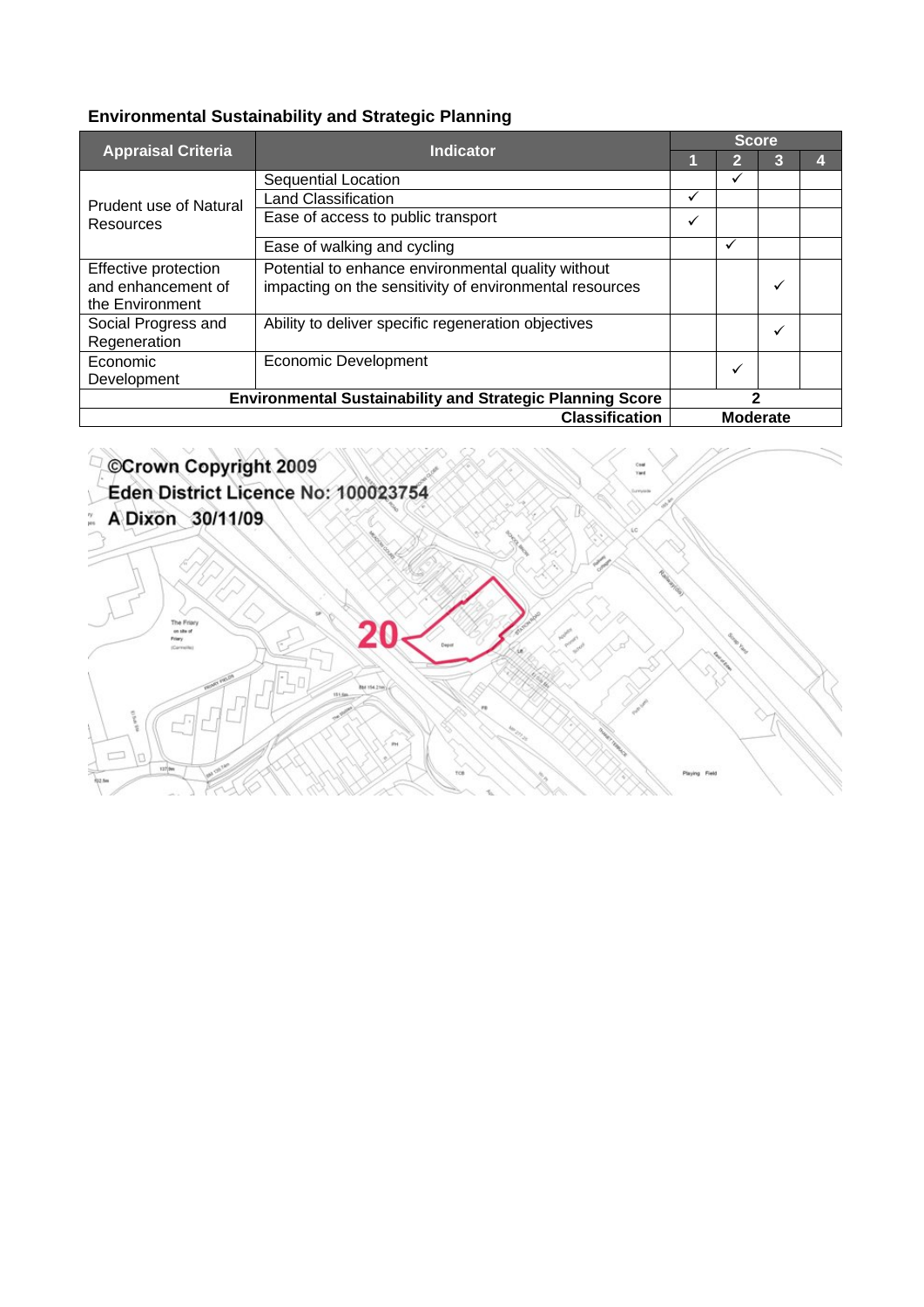## Environmental Sustainability and Strategic Planning

| Appraisal Criteria | Indicator | Score | | | |
|---|---|---|---|---|---|
| | | 1 | 2 | 3 | 4 |
| Prudent use of Natural Resources | Sequential Location | | ✓ | | |
| | Land Classification | ✓ | | | |
| | Ease of access to public transport | ✓ | | | |
| | Ease of walking and cycling | | ✓ | | |
| Effective protection and enhancement of the Environment | Potential to enhance environmental quality without impacting on the sensitivity of environmental resources | | | ✓ | |
| Social Progress and Regeneration | Ability to deliver specific regeneration objectives | | | ✓ | |
| Economic Development | Economic Development | | ✓ | | |
| **Environmental Sustainability and Strategic Planning Score** | | **2** | | | |
| **Classification** | | **Moderate** | | | |

©Crown Copyright 2009
Eden District Licence No: 100023754
A Dixon 30/11/09

20